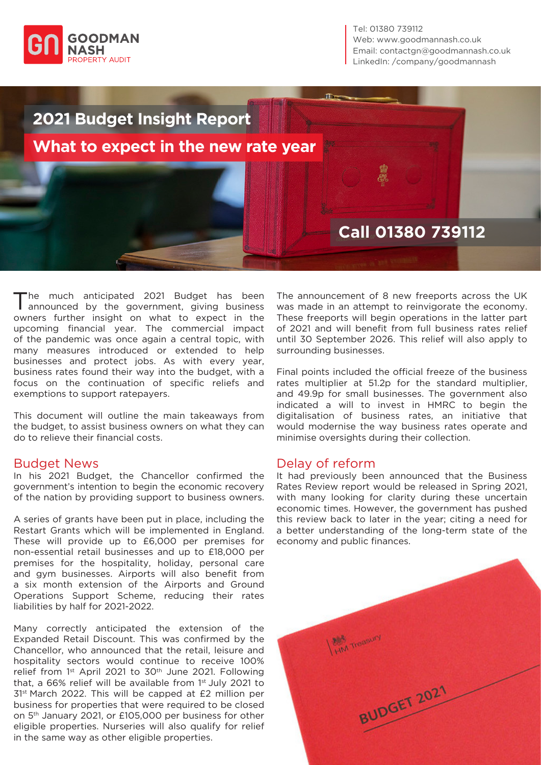GOODMAN NASH PROPERTY AUDIT

Tel: 01380 739112
Web: www.goodmannash.co.uk
Email: contactgn@goodmannash.co.uk
LinkedIn: /company/goodmannash

# 2021 Budget Insight Report

## What to expect in the new rate year

**Call 01380 739112**

The much anticipated 2021 Budget has been announced by the government, giving business owners further insight on what to expect in the upcoming financial year. The commercial impact of the pandemic was once again a central topic, with many measures introduced or extended to help businesses and protect jobs. As with every year, business rates found their way into the budget, with a focus on the continuation of specific reliefs and exemptions to support ratepayers.

This document will outline the main takeaways from the budget, to assist business owners on what they can do to relieve their financial costs.

## Budget News

In his 2021 Budget, the Chancellor confirmed the government's intention to begin the economic recovery of the nation by providing support to business owners.

A series of grants have been put in place, including the Restart Grants which will be implemented in England. These will provide up to £6,000 per premises for non-essential retail businesses and up to £18,000 per premises for the hospitality, holiday, personal care and gym businesses. Airports will also benefit from a six month extension of the Airports and Ground Operations Support Scheme, reducing their rates liabilities by half for 2021-2022.

Many correctly anticipated the extension of the Expanded Retail Discount. This was confirmed by the Chancellor, who announced that the retail, leisure and hospitality sectors would continue to receive 100% relief from 1st April 2021 to 30th June 2021. Following that, a 66% relief will be available from 1st July 2021 to 31st March 2022. This will be capped at £2 million per business for properties that were required to be closed on 5th January 2021, or £105,000 per business for other eligible properties. Nurseries will also qualify for relief in the same way as other eligible properties.

The announcement of 8 new freeports across the UK was made in an attempt to reinvigorate the economy. These freeports will begin operations in the latter part of 2021 and will benefit from full business rates relief until 30 September 2026. This relief will also apply to surrounding businesses.

Final points included the official freeze of the business rates multiplier at 51.2p for the standard multiplier, and 49.9p for small businesses. The government also indicated a will to invest in HMRC to begin the digitalisation of business rates, an initiative that would modernise the way business rates operate and minimise oversights during their collection.

## Delay of reform

It had previously been announced that the Business Rates Review report would be released in Spring 2021, with many looking for clarity during these uncertain economic times. However, the government has pushed this review back to later in the year; citing a need for a better understanding of the long-term state of the economy and public finances.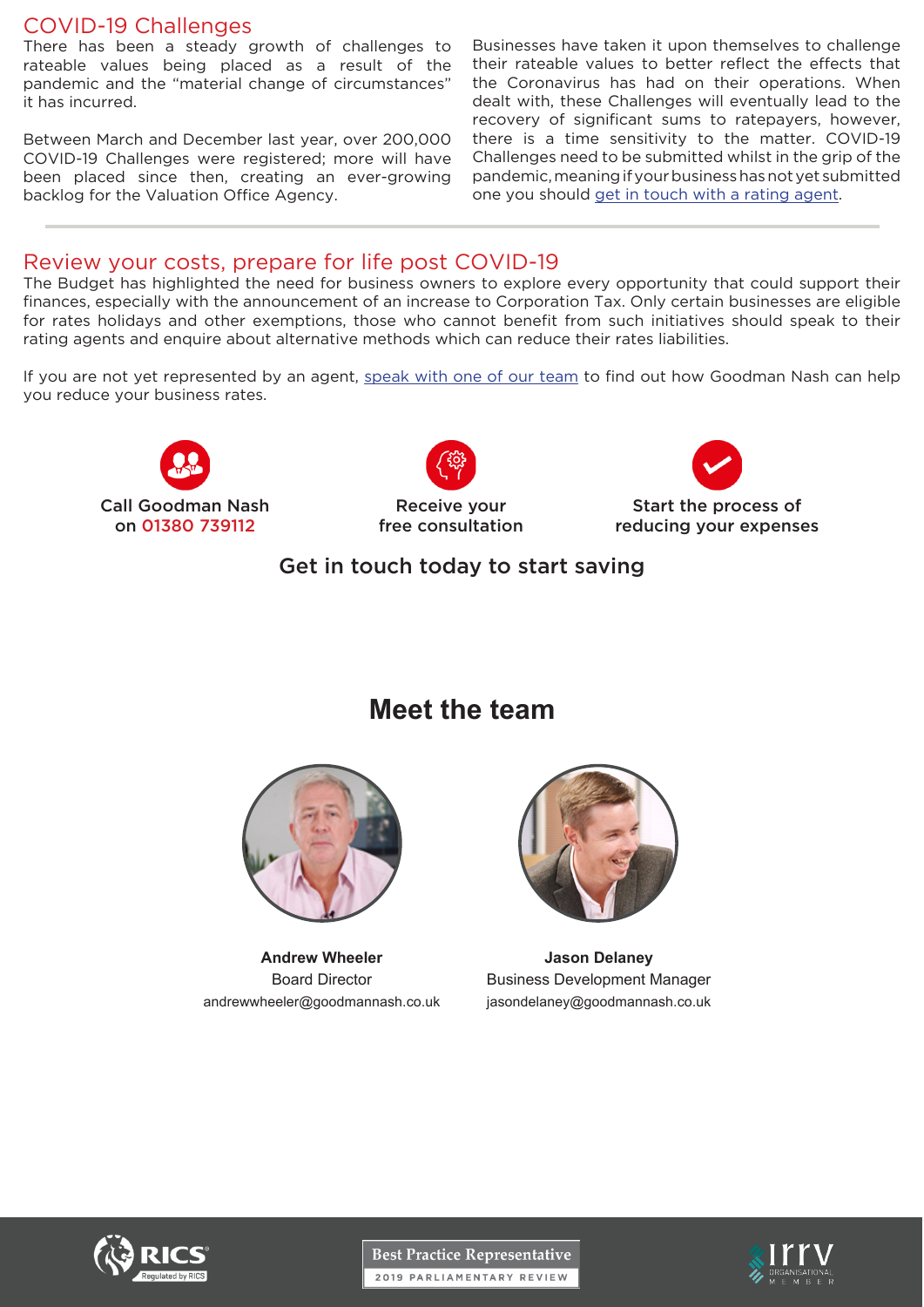## COVID-19 Challenges

There has been a steady growth of challenges to rateable values being placed as a result of the pandemic and the "material change of circumstances" it has incurred.

Between March and December last year, over 200,000 COVID-19 Challenges were registered; more will have been placed since then, creating an ever-growing backlog for the Valuation Office Agency.

Businesses have taken it upon themselves to challenge their rateable values to better reflect the effects that the Coronavirus has had on their operations. When dealt with, these Challenges will eventually lead to the recovery of significant sums to ratepayers, however, there is a time sensitivity to the matter. COVID-19 Challenges need to be submitted whilst in the grip of the pandemic, meaning if your business has not yet submitted one you should get in touch with a rating agent.

## Review your costs, prepare for life post COVID-19

The Budget has highlighted the need for business owners to explore every opportunity that could support their finances, especially with the announcement of an increase to Corporation Tax. Only certain businesses are eligible for rates holidays and other exemptions, those who cannot benefit from such initiatives should speak to their rating agents and enquire about alternative methods which can reduce their rates liabilities.

If you are not yet represented by an agent, speak with one of our team to find out how Goodman Nash can help you reduce your business rates.

Call Goodman Nash on 01380 739112

Receive your free consultation

Start the process of reducing your expenses

**Get in touch today to start saving**

## Meet the team

**Andrew Wheeler**
Board Director
andrewwheeler@goodmannash.co.uk

**Jason Delaney**
Business Development Manager
jasondelaney@goodmannash.co.uk

RICS Regulated by RICS

Best Practice Representative
2019 PARLIAMENTARY REVIEW

IRRV ORGANISATIONAL MEMBER